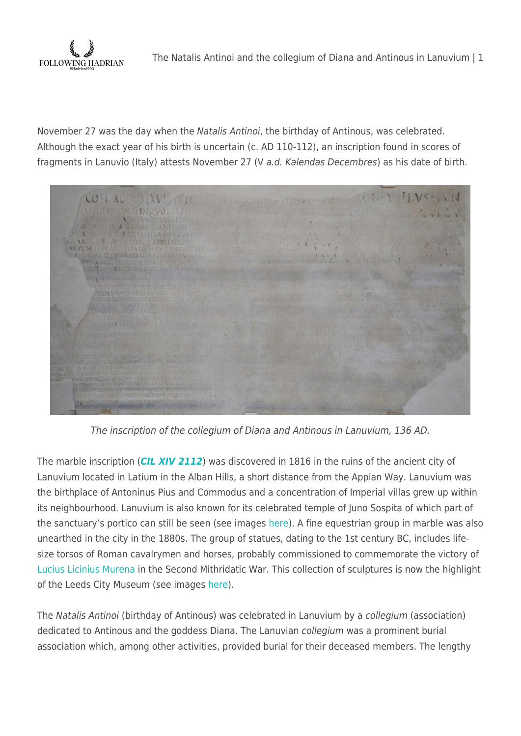November 27 was the day when the *Natalis Antinoi*, the birthday of Antinous, was celebrated. Although the exact year of his birth is uncertain (c. AD 110-112), an inscription found in scores of fragments in Lanuvio (Italy) attests November 27 (V *a.d. Kalendas Decembres*) as his date of birth.

*The inscription of the collegium of Diana and Antinous in Lanuvium, 136 AD.*

The marble inscription (***CIL XIV 2112***) was discovered in 1816 in the ruins of the ancient city of Lanuvium located in Latium in the Alban Hills, a short distance from the Appian Way. Lanuvium was the birthplace of Antoninus Pius and Commodus and a concentration of Imperial villas grew up within its neighbourhood. Lanuvium is also known for its celebrated temple of Juno Sospita of which part of the sanctuary's portico can still be seen (see images here). A fine equestrian group in marble was also unearthed in the city in the 1880s. The group of statues, dating to the 1st century BC, includes life-size torsos of Roman cavalrymen and horses, probably commissioned to commemorate the victory of Lucius Licinius Murena in the Second Mithridatic War. This collection of sculptures is now the highlight of the Leeds City Museum (see images here).

The *Natalis Antinoi* (birthday of Antinous) was celebrated in Lanuvium by a *collegium* (association) dedicated to Antinous and the goddess Diana. The Lanuvian *collegium* was a prominent burial association which, among other activities, provided burial for their deceased members. The lengthy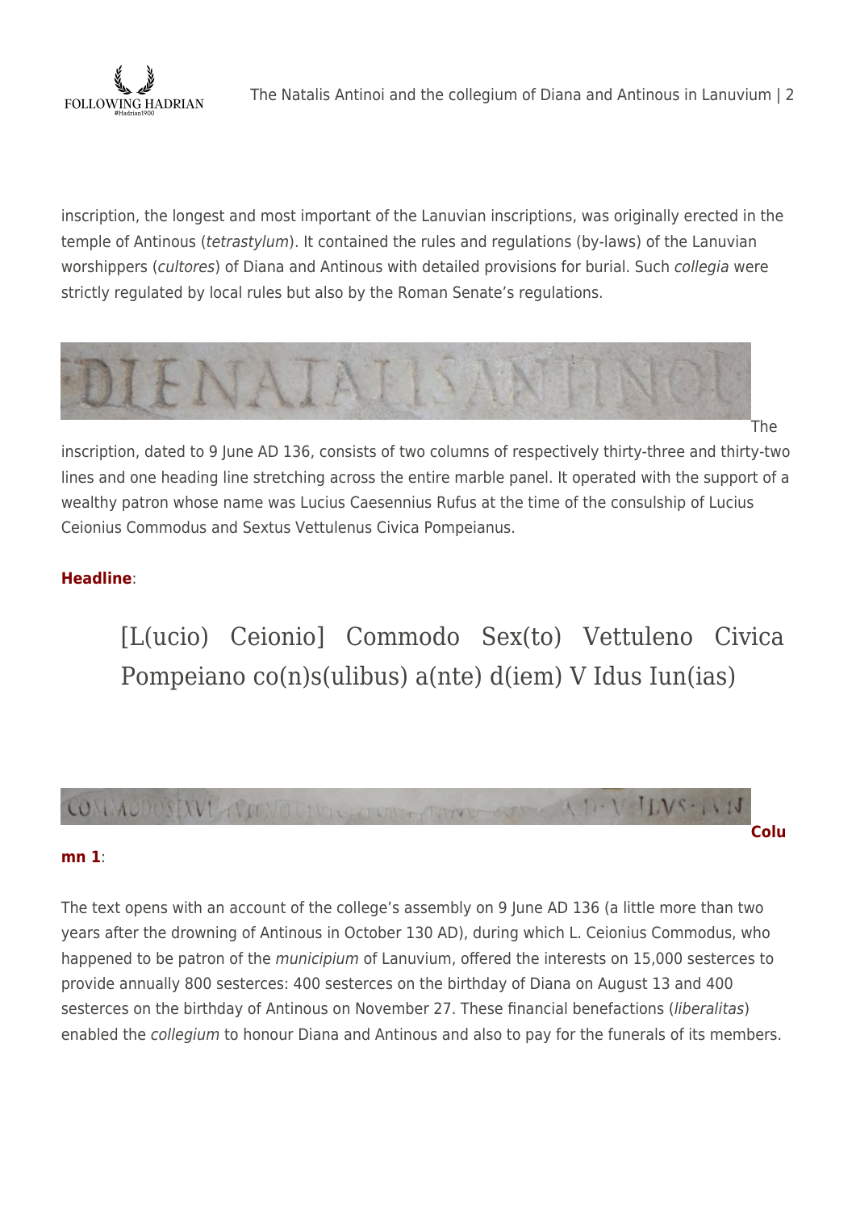inscription, the longest and most important of the Lanuvian inscriptions, was originally erected in the temple of Antinous (*tetrastylum*). It contained the rules and regulations (by-laws) of the Lanuvian worshippers (*cultores*) of Diana and Antinous with detailed provisions for burial. Such *collegia* were strictly regulated by local rules but also by the Roman Senate's regulations.

The inscription, dated to 9 June AD 136, consists of two columns of respectively thirty-three and thirty-two lines and one heading line stretching across the entire marble panel. It operated with the support of a wealthy patron whose name was Lucius Caesennius Rufus at the time of the consulship of Lucius Ceionius Commodus and Sextus Vettulenus Civica Pompeianus.

**Headline**:

> [L(ucio) Ceionio] Commodo Sex(to) Vettuleno Civica Pompeiano co(n)s(ulibus) a(nte) d(iem) V Idus Iun(ias)

**Column 1**:

The text opens with an account of the college's assembly on 9 June AD 136 (a little more than two years after the drowning of Antinous in October 130 AD), during which L. Ceionius Commodus, who happened to be patron of the *municipium* of Lanuvium, offered the interests on 15,000 sesterces to provide annually 800 sesterces: 400 sesterces on the birthday of Diana on August 13 and 400 sesterces on the birthday of Antinous on November 27. These financial benefactions (*liberalitas*) enabled the *collegium* to honour Diana and Antinous and also to pay for the funerals of its members.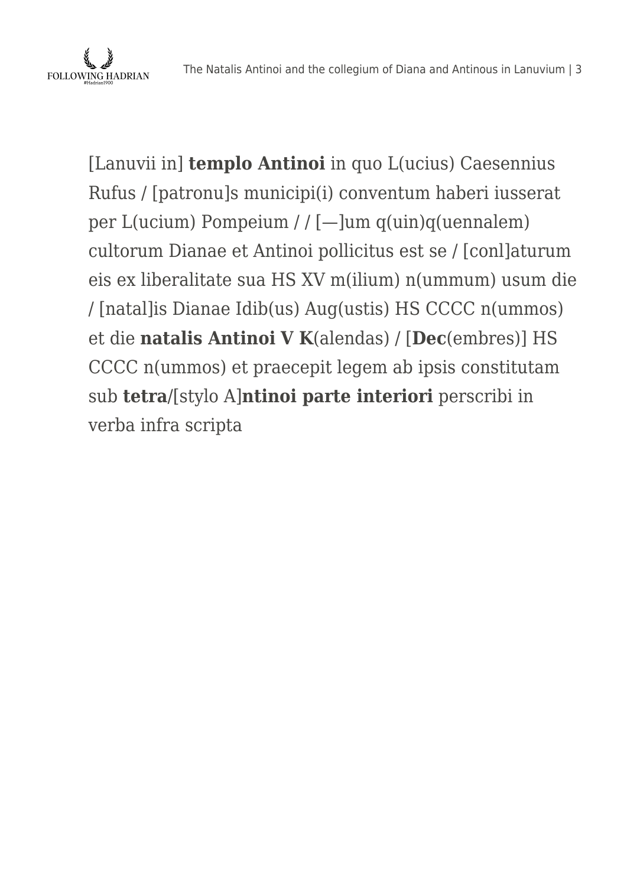[Lanuvii in] **templo Antinoi** in quo L(ucius) Caesennius Rufus / [patronu]s municipi(i) conventum haberi iusserat per L(ucium) Pompeium / / [—]um q(uin)q(uennalem) cultorum Dianae et Antinoi pollicitus est se / [conl]aturum eis ex liberalitate sua HS XV m(ilium) n(ummum) usum die / [natal]is Dianae Idib(us) Aug(ustis) HS CCCC n(ummos) et die **natalis Antinoi V K**(alendas) / [**Dec**(embres)] HS CCCC n(ummos) et praecepit legem ab ipsis constitutam sub **tetra**/[stylo A]**ntinoi parte interiori** perscribi in verba infra scripta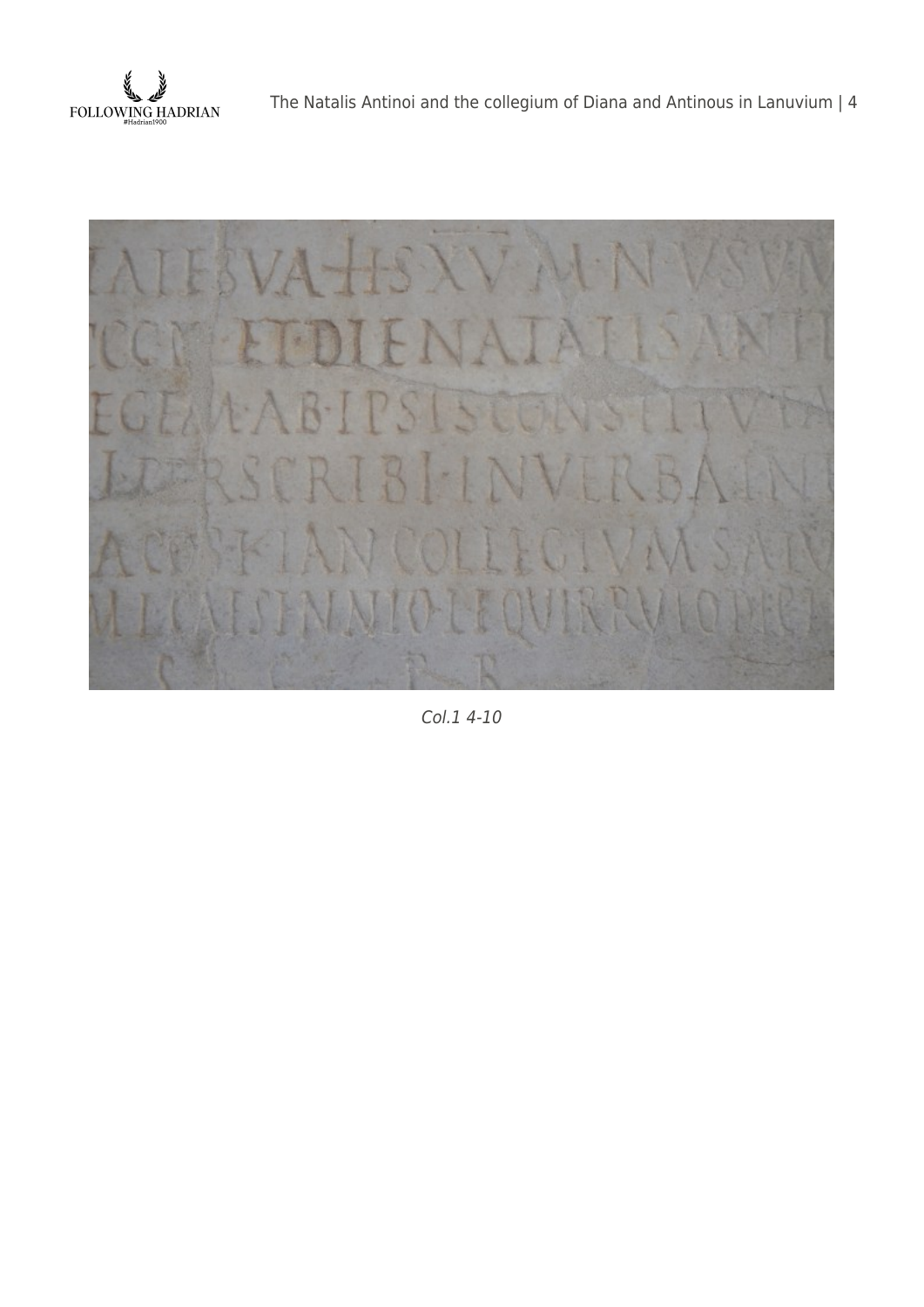*Col.1 4-10*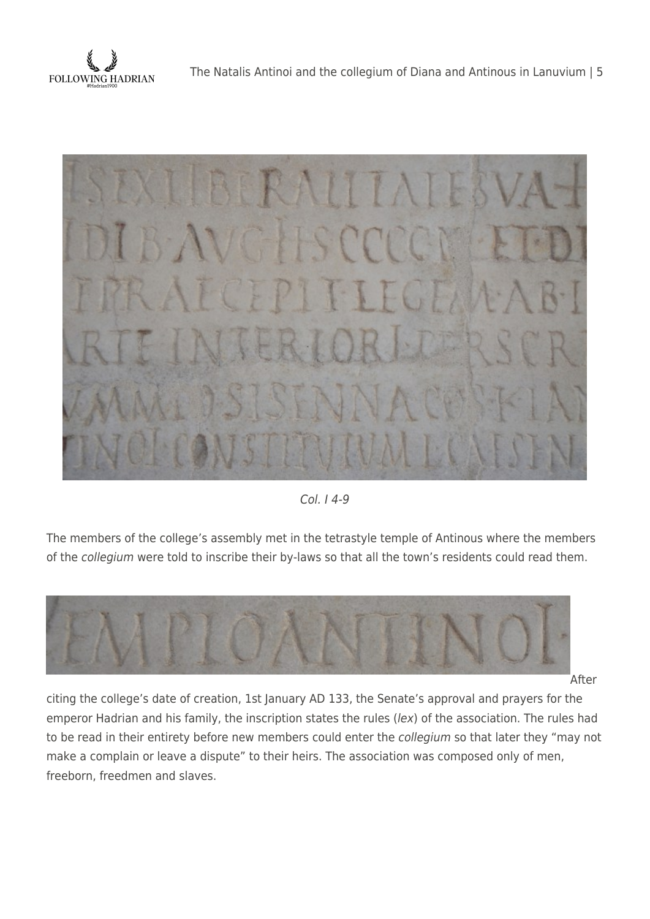Col. I 4-9

The members of the college's assembly met in the tetrastyle temple of Antinous where the members of the *collegium* were told to inscribe their by-laws so that all the town's residents could read them.

After citing the college's date of creation, 1st January AD 133, the Senate's approval and prayers for the emperor Hadrian and his family, the inscription states the rules (*lex*) of the association. The rules had to be read in their entirety before new members could enter the *collegium* so that later they "may not make a complain or leave a dispute" to their heirs. The association was composed only of men, freeborn, freedmen and slaves.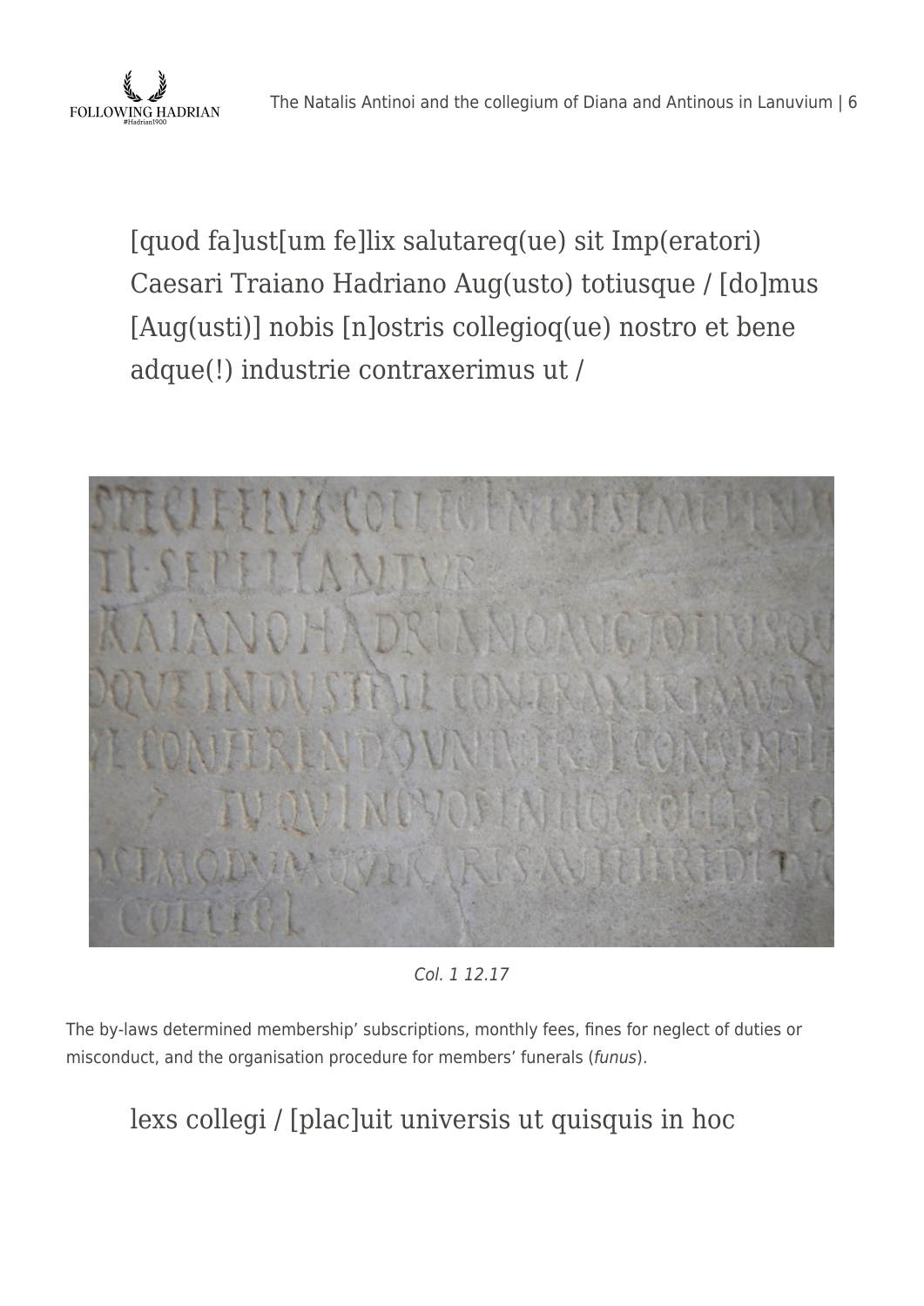[quod fa]ust[um fe]lix salutareq(ue) sit Imp(eratori) Caesari Traiano Hadriano Aug(usto) totiusque / [do]mus [Aug(usti)] nobis [n]ostris collegioq(ue) nostro et bene adque(!) industrie contraxerimus ut /

*Col. 1 12.17*

The by-laws determined membership' subscriptions, monthly fees, fines for neglect of duties or misconduct, and the organisation procedure for members' funerals (*funus*).

lexs collegi / [plac]uit universis ut quisquis in hoc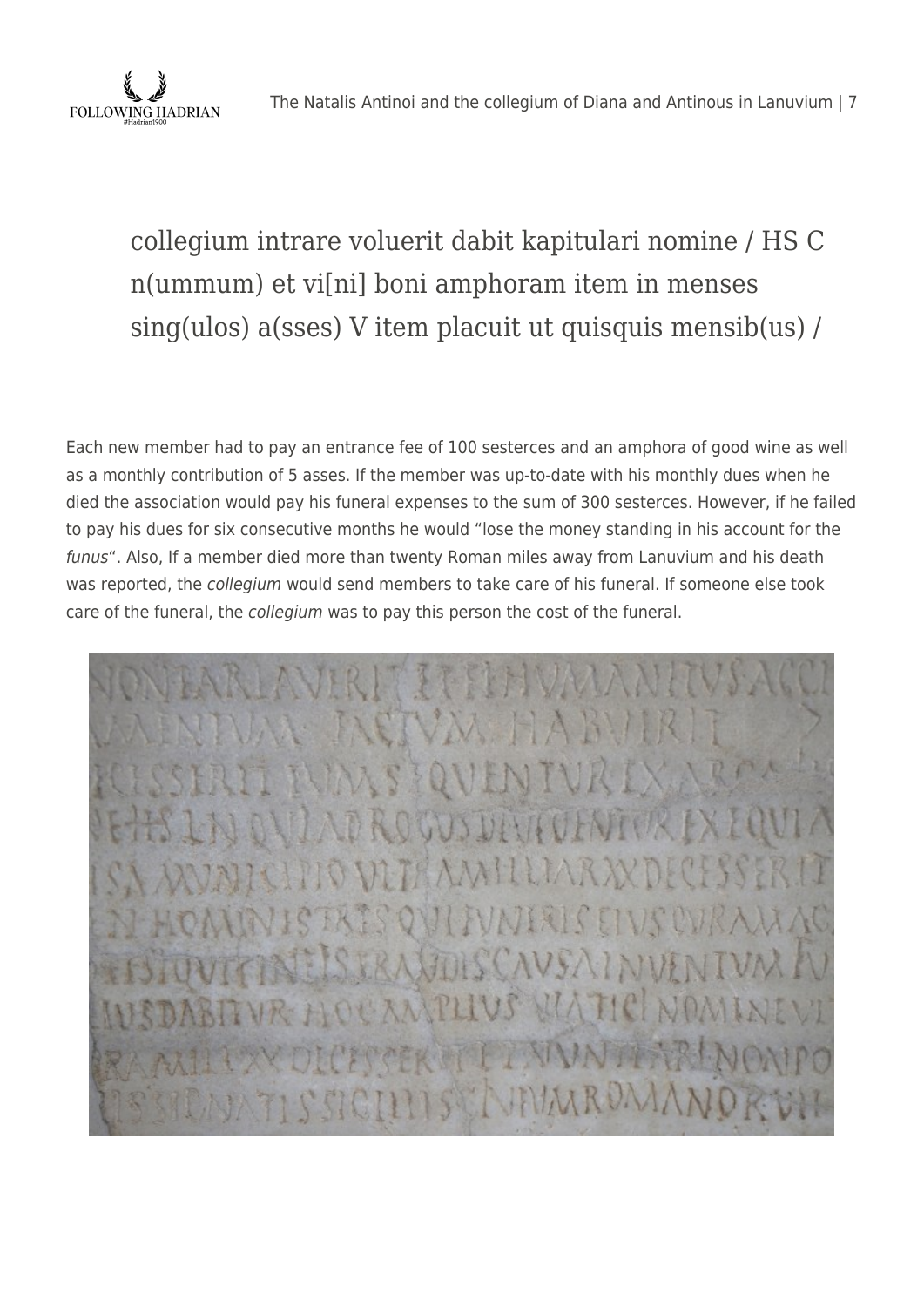collegium intrare voluerit dabit kapitulari nomine / HS C n(ummum) et vi[ni] boni amphoram item in menses sing(ulos) a(sses) V item placuit ut quisquis mensib(us) /

Each new member had to pay an entrance fee of 100 sesterces and an amphora of good wine as well as a monthly contribution of 5 asses. If the member was up-to-date with his monthly dues when he died the association would pay his funeral expenses to the sum of 300 sesterces. However, if he failed to pay his dues for six consecutive months he would "lose the money standing in his account for the *funus*". Also, If a member died more than twenty Roman miles away from Lanuvium and his death was reported, the *collegium* would send members to take care of his funeral. If someone else took care of the funeral, the *collegium* was to pay this person the cost of the funeral.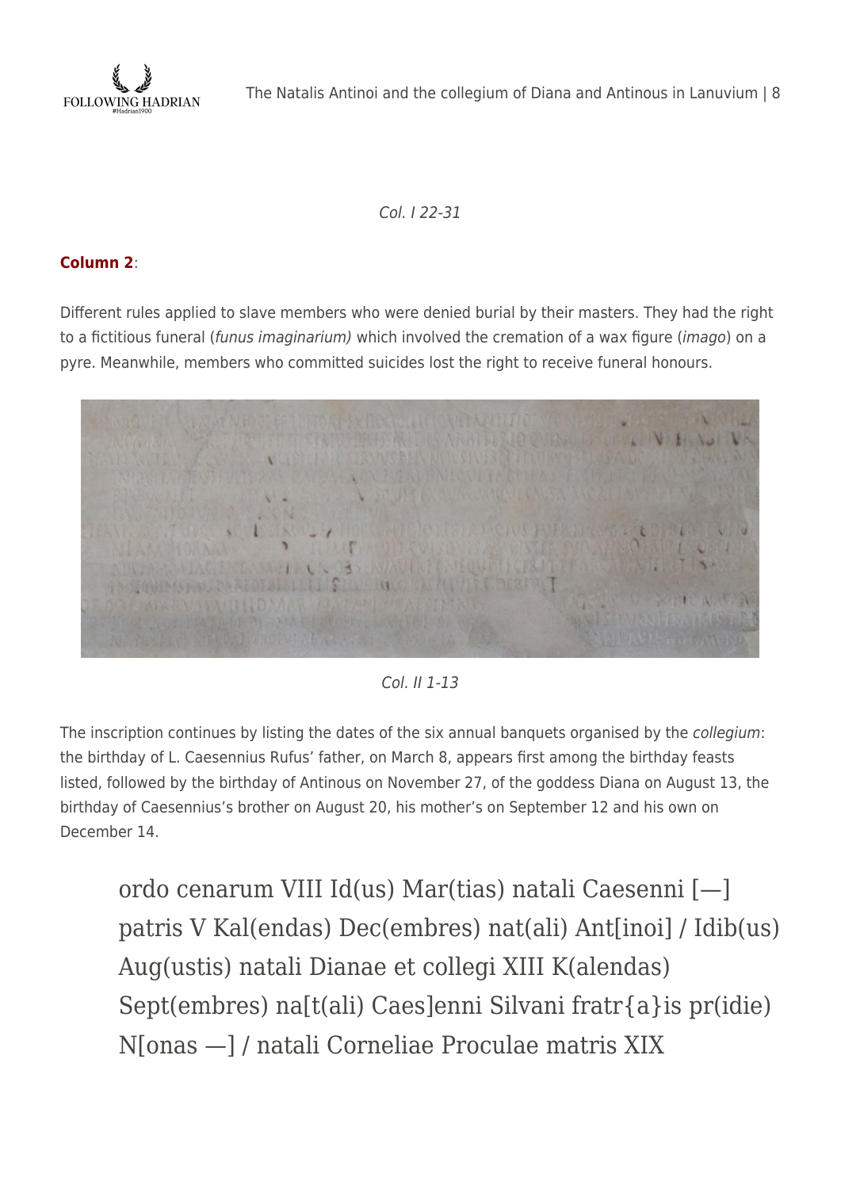*Col. I 22-31*

**Column 2**:

Different rules applied to slave members who were denied burial by their masters. They had the right to a fictitious funeral (*funus imaginarium)* which involved the cremation of a wax figure (*imago*) on a pyre. Meanwhile, members who committed suicides lost the right to receive funeral honours.

*Col. II 1-13*

The inscription continues by listing the dates of the six annual banquets organised by the *collegium*: the birthday of L. Caesennius Rufus' father, on March 8, appears first among the birthday feasts listed, followed by the birthday of Antinous on November 27, of the goddess Diana on August 13, the birthday of Caesennius's brother on August 20, his mother's on September 12 and his own on December 14.

> ordo cenarum VIII Id(us) Mar(tias) natali Caesenni [—] patris V Kal(endas) Dec(embres) nat(ali) Ant[inoi] / Idib(us) Aug(ustis) natali Dianae et collegi XIII K(alendas) Sept(embres) na[t(ali) Caes]enni Silvani fratr{a}is pr(idie) N[onas —] / natali Corneliae Proculae matris XIX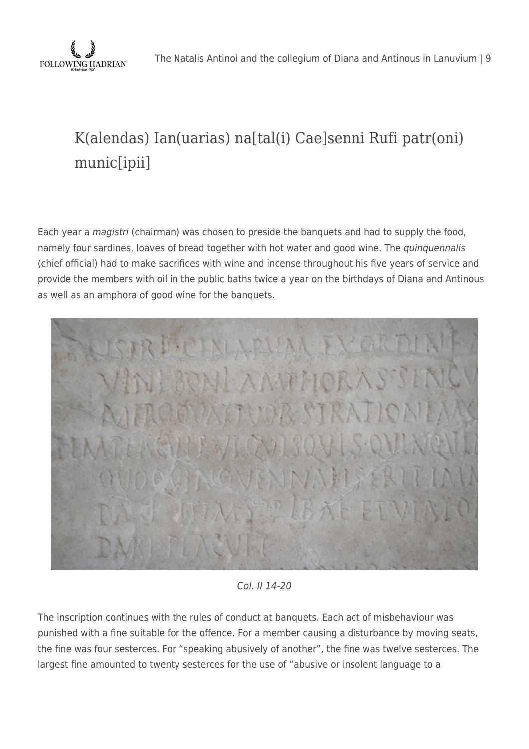K(alendas) Ian(uarias) na[tal(i) Cae]senni Rufi patr(oni) munic[ipii]

Each year a *magistri* (chairman) was chosen to preside the banquets and had to supply the food, namely four sardines, loaves of bread together with hot water and good wine. The *quinquennalis* (chief official) had to make sacrifices with wine and incense throughout his five years of service and provide the members with oil in the public baths twice a year on the birthdays of Diana and Antinous as well as an amphora of good wine for the banquets.

*Col. II 14-20*

The inscription continues with the rules of conduct at banquets. Each act of misbehaviour was punished with a fine suitable for the offence. For a member causing a disturbance by moving seats, the fine was four sesterces. For "speaking abusively of another", the fine was twelve sesterces. The largest fine amounted to twenty sesterces for the use of "abusive or insolent language to a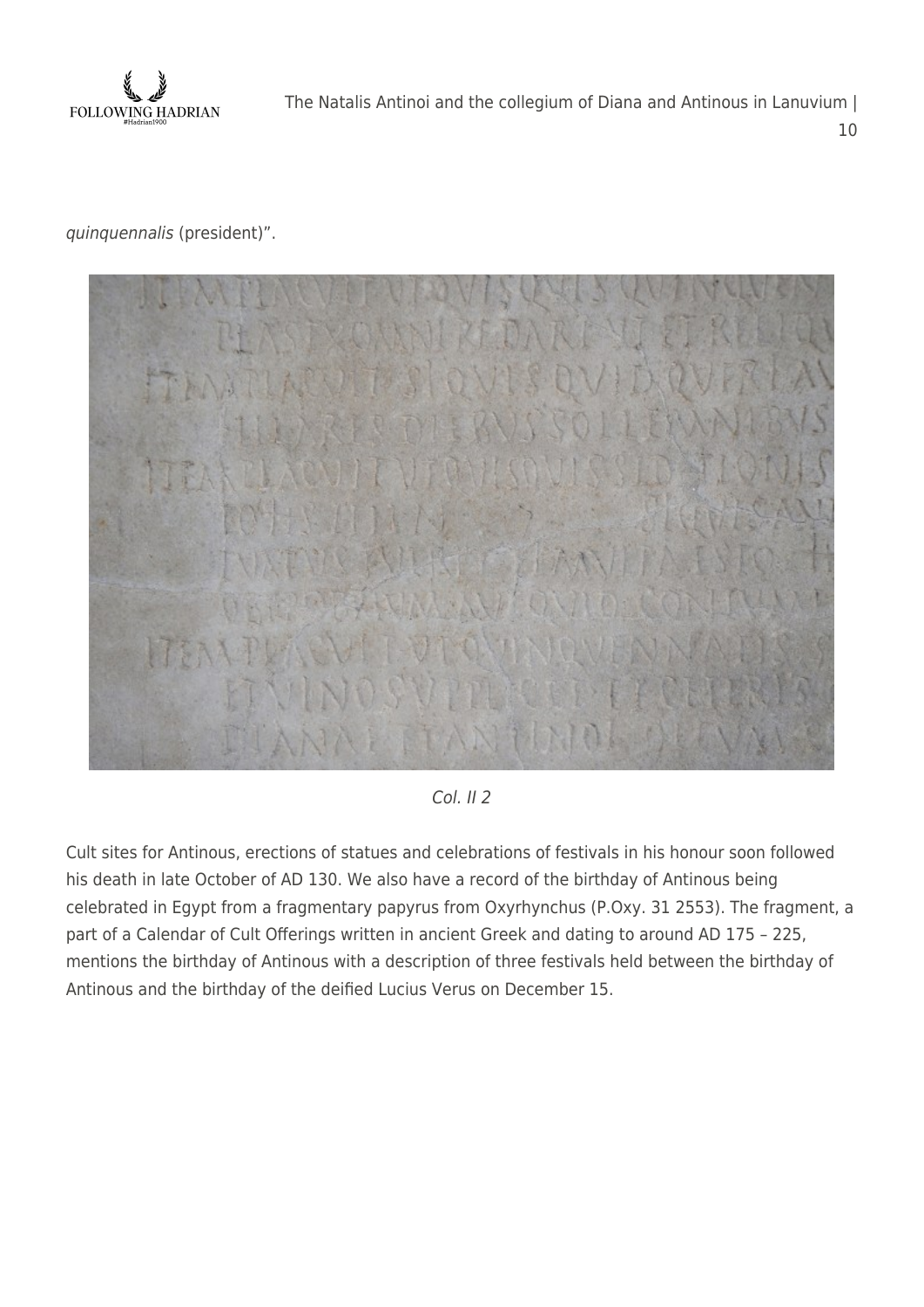*quinquennalis* (president)".

*Col. II 2*

Cult sites for Antinous, erections of statues and celebrations of festivals in his honour soon followed his death in late October of AD 130. We also have a record of the birthday of Antinous being celebrated in Egypt from a fragmentary papyrus from Oxyrhynchus (P.Oxy. 31 2553). The fragment, a part of a Calendar of Cult Offerings written in ancient Greek and dating to around AD 175 – 225, mentions the birthday of Antinous with a description of three festivals held between the birthday of Antinous and the birthday of the deified Lucius Verus on December 15.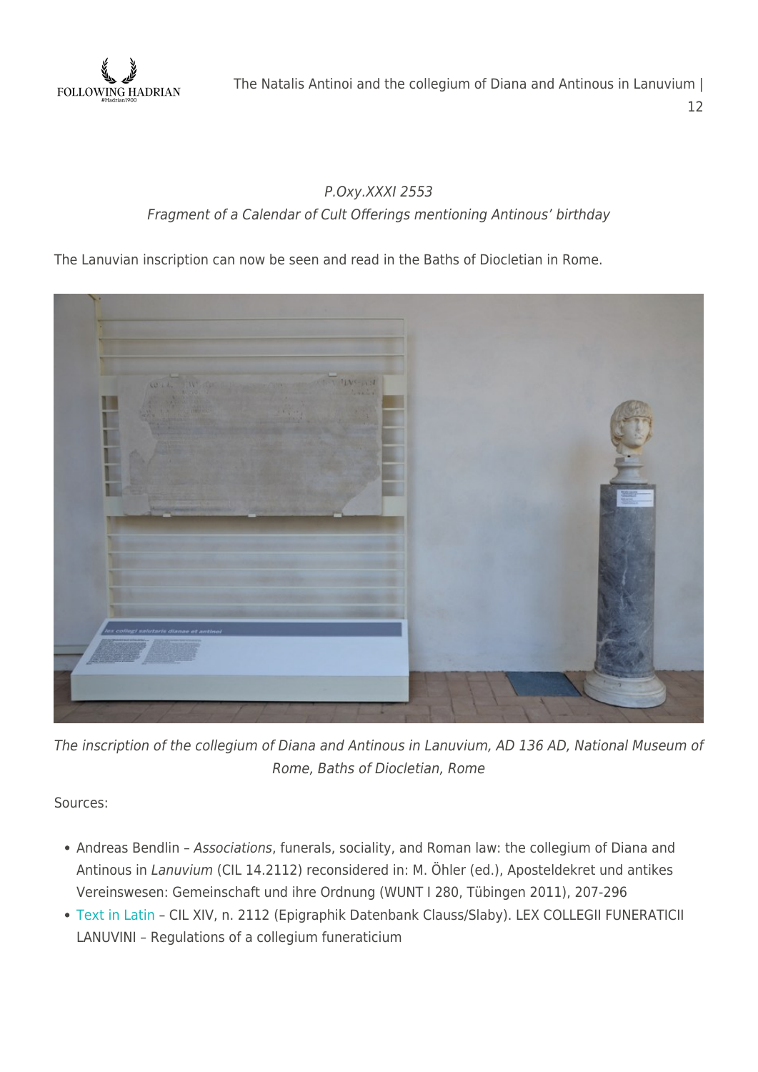*P.Oxy.XXXI 2553*
*Fragment of a Calendar of Cult Offerings mentioning Antinous' birthday*

The Lanuvian inscription can now be seen and read in the Baths of Diocletian in Rome.

*The inscription of the collegium of Diana and Antinous in Lanuvium, AD 136 AD, National Museum of Rome, Baths of Diocletian, Rome*

Sources:

- Andreas Bendlin – *Associations*, funerals, sociality, and Roman law: the collegium of Diana and Antinous in *Lanuvium* (CIL 14.2112) reconsidered in: M. Öhler (ed.), Aposteldekret und antikes Vereinswesen: Gemeinschaft und ihre Ordnung (WUNT I 280, Tübingen 2011), 207-296
- Text in Latin – CIL XIV, n. 2112 (Epigraphik Datenbank Clauss/Slaby). LEX COLLEGII FUNERATICII LANUVINI – Regulations of a collegium funeraticium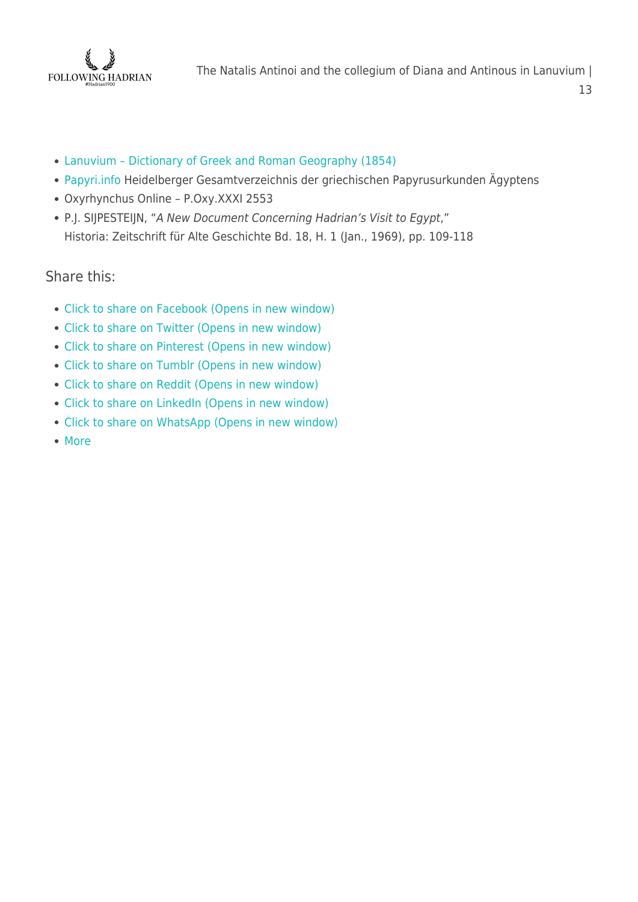- Lanuvium – Dictionary of Greek and Roman Geography (1854)
- Papyri.info Heidelberger Gesamtverzeichnis der griechischen Papyrusurkunden Ägyptens
- Oxyrhynchus Online – P.Oxy.XXXI 2553
- P.J. SIJPESTEIJN, "*A New Document Concerning Hadrian's Visit to Egypt*," Historia: Zeitschrift für Alte Geschichte Bd. 18, H. 1 (Jan., 1969), pp. 109-118

## Share this:

- Click to share on Facebook (Opens in new window)
- Click to share on Twitter (Opens in new window)
- Click to share on Pinterest (Opens in new window)
- Click to share on Tumblr (Opens in new window)
- Click to share on Reddit (Opens in new window)
- Click to share on LinkedIn (Opens in new window)
- Click to share on WhatsApp (Opens in new window)
- More